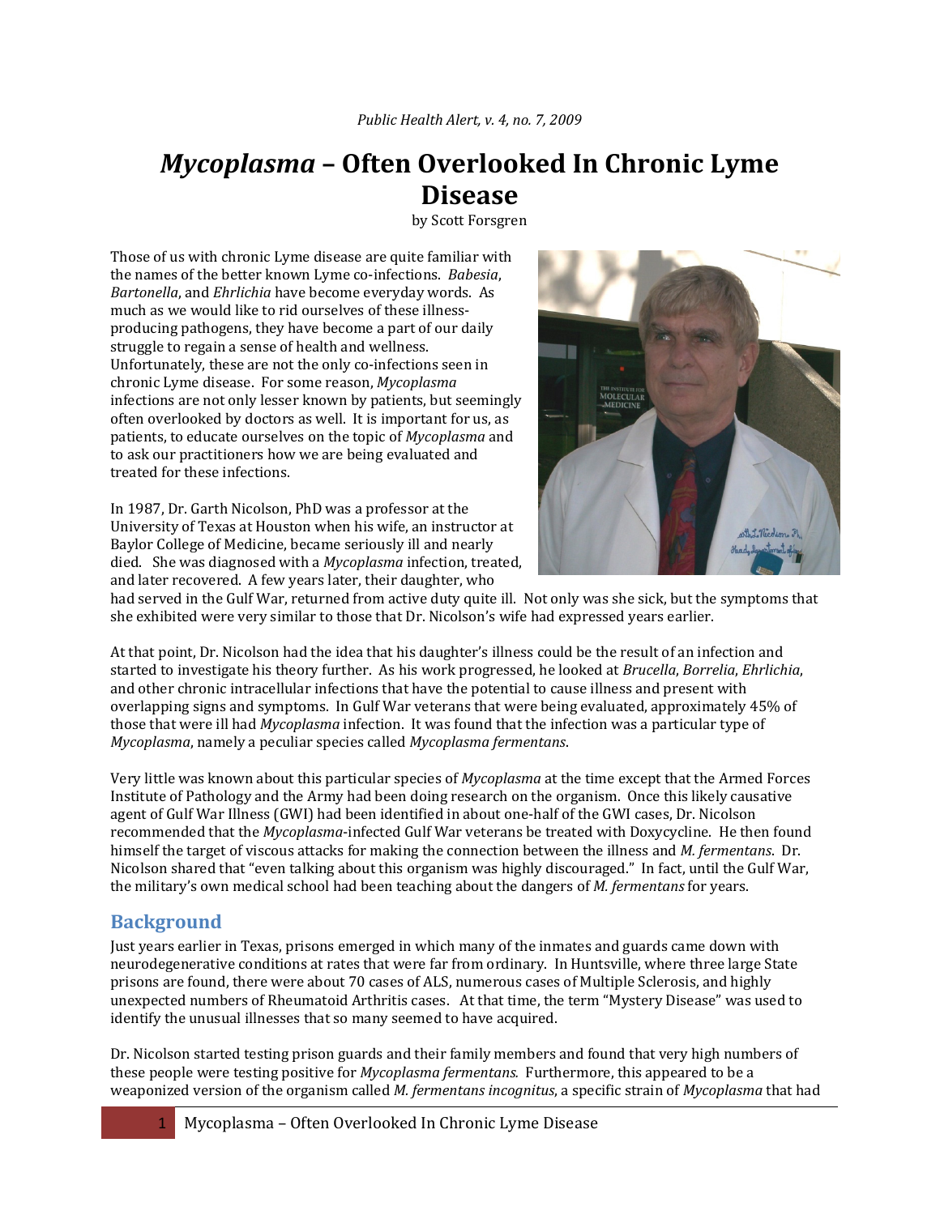*Public Health Alert, v. 4, no. 7, 2009*

# *Mycoplasma* – Often Overlooked In Chronic Lyme Disease

by Scott Forsgren

Those of us with chronic Lyme disease are quite familiar with the names of the better known Lyme co-infections. *Babesia*, *Bartonella*, and *Ehrlichia* have become everyday words. As much as we would like to rid ourselves of these illness-producing pathogens, they have become a part of our daily struggle to regain a sense of health and wellness. Unfortunately, these are not the only co-infections seen in chronic Lyme disease. For some reason, *Mycoplasma* infections are not only lesser known by patients, but seemingly often overlooked by doctors as well. It is important for us, as patients, to educate ourselves on the topic of *Mycoplasma* and to ask our practitioners how we are being evaluated and treated for these infections.

In 1987, Dr. Garth Nicolson, PhD was a professor at the University of Texas at Houston when his wife, an instructor at Baylor College of Medicine, became seriously ill and nearly died. She was diagnosed with a *Mycoplasma* infection, treated, and later recovered. A few years later, their daughter, who had served in the Gulf War, returned from active duty quite ill. Not only was she sick, but the symptoms that she exhibited were very similar to those that Dr. Nicolson's wife had expressed years earlier.

At that point, Dr. Nicolson had the idea that his daughter's illness could be the result of an infection and started to investigate his theory further. As his work progressed, he looked at *Brucella*, *Borrelia*, *Ehrlichia*, and other chronic intracellular infections that have the potential to cause illness and present with overlapping signs and symptoms. In Gulf War veterans that were being evaluated, approximately 45% of those that were ill had *Mycoplasma* infection. It was found that the infection was a particular type of *Mycoplasma*, namely a peculiar species called *Mycoplasma fermentans*.

Very little was known about this particular species of *Mycoplasma* at the time except that the Armed Forces Institute of Pathology and the Army had been doing research on the organism. Once this likely causative agent of Gulf War Illness (GWI) had been identified in about one-half of the GWI cases, Dr. Nicolson recommended that the *Mycoplasma*-infected Gulf War veterans be treated with Doxycycline. He then found himself the target of viscous attacks for making the connection between the illness and *M. fermentans*. Dr. Nicolson shared that "even talking about this organism was highly discouraged." In fact, until the Gulf War, the military's own medical school had been teaching about the dangers of *M. fermentans* for years.

## Background

Just years earlier in Texas, prisons emerged in which many of the inmates and guards came down with neurodegenerative conditions at rates that were far from ordinary. In Huntsville, where three large State prisons are found, there were about 70 cases of ALS, numerous cases of Multiple Sclerosis, and highly unexpected numbers of Rheumatoid Arthritis cases. At that time, the term "Mystery Disease" was used to identify the unusual illnesses that so many seemed to have acquired.

Dr. Nicolson started testing prison guards and their family members and found that very high numbers of these people were testing positive for *Mycoplasma fermentans.* Furthermore, this appeared to be a weaponized version of the organism called *M. fermentans incognitus*, a specific strain of *Mycoplasma* that had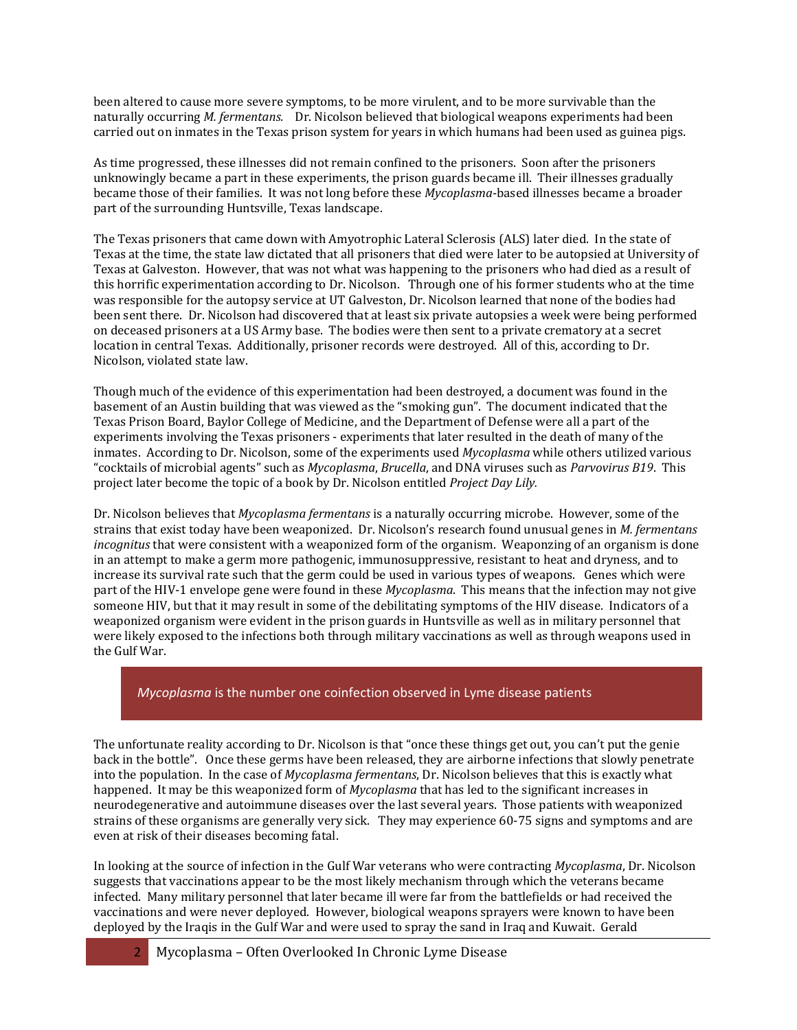been altered to cause more severe symptoms, to be more virulent, and to be more survivable than the naturally occurring *M. fermentans.* Dr. Nicolson believed that biological weapons experiments had been carried out on inmates in the Texas prison system for years in which humans had been used as guinea pigs.

As time progressed, these illnesses did not remain confined to the prisoners. Soon after the prisoners unknowingly became a part in these experiments, the prison guards became ill. Their illnesses gradually became those of their families. It was not long before these *Mycoplasma*-based illnesses became a broader part of the surrounding Huntsville, Texas landscape.

The Texas prisoners that came down with Amyotrophic Lateral Sclerosis (ALS) later died. In the state of Texas at the time, the state law dictated that all prisoners that died were later to be autopsied at University of Texas at Galveston. However, that was not what was happening to the prisoners who had died as a result of this horrific experimentation according to Dr. Nicolson. Through one of his former students who at the time was responsible for the autopsy service at UT Galveston, Dr. Nicolson learned that none of the bodies had been sent there. Dr. Nicolson had discovered that at least six private autopsies a week were being performed on deceased prisoners at a US Army base. The bodies were then sent to a private crematory at a secret location in central Texas. Additionally, prisoner records were destroyed. All of this, according to Dr. Nicolson, violated state law.

Though much of the evidence of this experimentation had been destroyed, a document was found in the basement of an Austin building that was viewed as the "smoking gun". The document indicated that the Texas Prison Board, Baylor College of Medicine, and the Department of Defense were all a part of the experiments involving the Texas prisoners - experiments that later resulted in the death of many of the inmates. According to Dr. Nicolson, some of the experiments used *Mycoplasma* while others utilized various "cocktails of microbial agents" such as *Mycoplasma*, *Brucella*, and DNA viruses such as *Parvovirus B19*. This project later become the topic of a book by Dr. Nicolson entitled *Project Day Lily.*

Dr. Nicolson believes that *Mycoplasma fermentans* is a naturally occurring microbe. However, some of the strains that exist today have been weaponized. Dr. Nicolson's research found unusual genes in *M. fermentans incognitus* that were consistent with a weaponized form of the organism. Weaponzing of an organism is done in an attempt to make a germ more pathogenic, immunosuppressive, resistant to heat and dryness, and to increase its survival rate such that the germ could be used in various types of weapons. Genes which were part of the HIV-1 envelope gene were found in these *Mycoplasma*. This means that the infection may not give someone HIV, but that it may result in some of the debilitating symptoms of the HIV disease. Indicators of a weaponized organism were evident in the prison guards in Huntsville as well as in military personnel that were likely exposed to the infections both through military vaccinations as well as through weapons used in the Gulf War.

> *Mycoplasma* is the number one coinfection observed in Lyme disease patients

The unfortunate reality according to Dr. Nicolson is that "once these things get out, you can't put the genie back in the bottle". Once these germs have been released, they are airborne infections that slowly penetrate into the population. In the case of *Mycoplasma fermentans*, Dr. Nicolson believes that this is exactly what happened. It may be this weaponized form of *Mycoplasma* that has led to the significant increases in neurodegenerative and autoimmune diseases over the last several years. Those patients with weaponized strains of these organisms are generally very sick. They may experience 60-75 signs and symptoms and are even at risk of their diseases becoming fatal.

In looking at the source of infection in the Gulf War veterans who were contracting *Mycoplasma*, Dr. Nicolson suggests that vaccinations appear to be the most likely mechanism through which the veterans became infected. Many military personnel that later became ill were far from the battlefields or had received the vaccinations and were never deployed. However, biological weapons sprayers were known to have been deployed by the Iraqis in the Gulf War and were used to spray the sand in Iraq and Kuwait. Gerald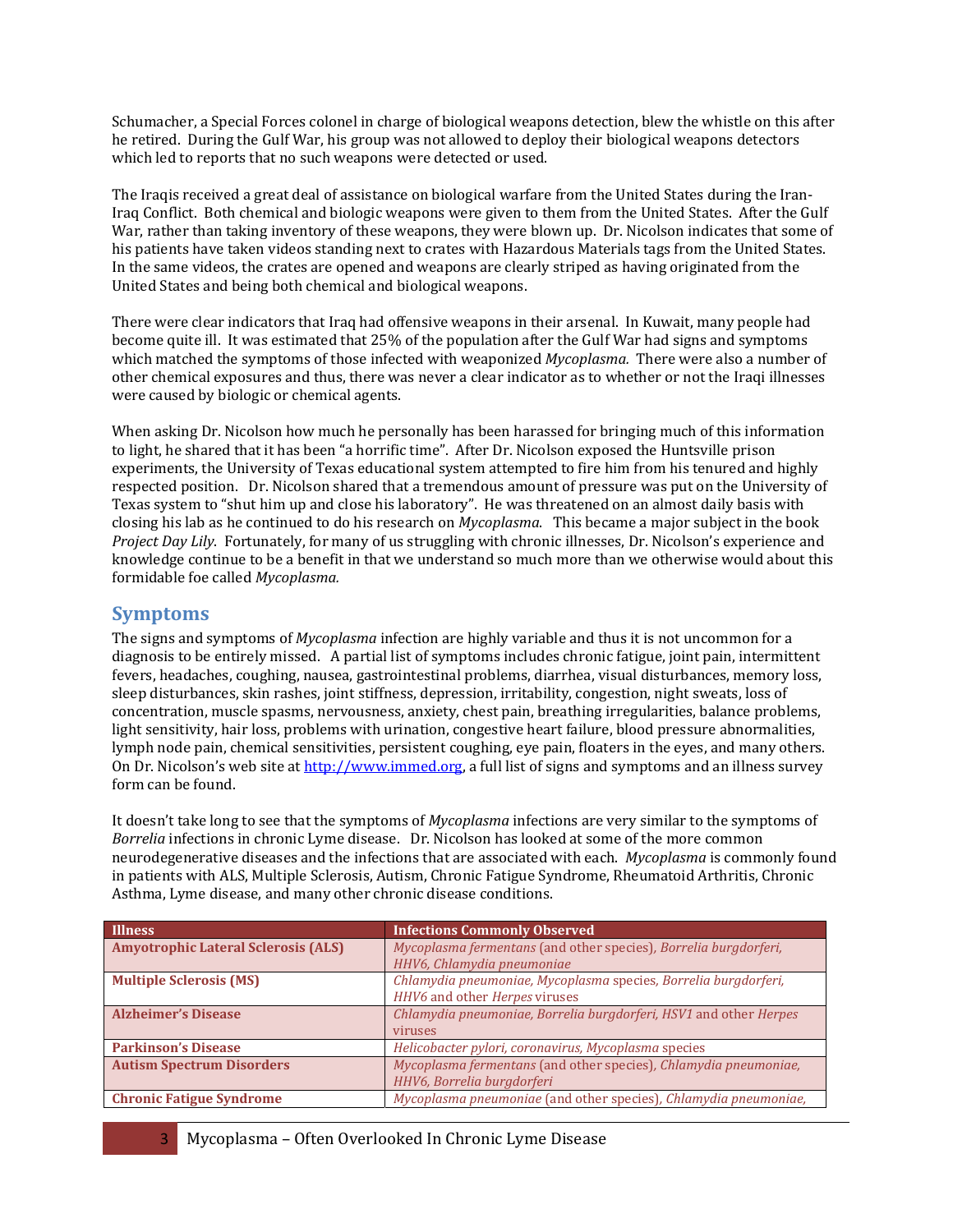Schumacher, a Special Forces colonel in charge of biological weapons detection, blew the whistle on this after he retired. During the Gulf War, his group was not allowed to deploy their biological weapons detectors which led to reports that no such weapons were detected or used.

The Iraqis received a great deal of assistance on biological warfare from the United States during the Iran-Iraq Conflict. Both chemical and biologic weapons were given to them from the United States. After the Gulf War, rather than taking inventory of these weapons, they were blown up. Dr. Nicolson indicates that some of his patients have taken videos standing next to crates with Hazardous Materials tags from the United States. In the same videos, the crates are opened and weapons are clearly striped as having originated from the United States and being both chemical and biological weapons.

There were clear indicators that Iraq had offensive weapons in their arsenal. In Kuwait, many people had become quite ill. It was estimated that 25% of the population after the Gulf War had signs and symptoms which matched the symptoms of those infected with weaponized *Mycoplasma.* There were also a number of other chemical exposures and thus, there was never a clear indicator as to whether or not the Iraqi illnesses were caused by biologic or chemical agents.

When asking Dr. Nicolson how much he personally has been harassed for bringing much of this information to light, he shared that it has been "a horrific time". After Dr. Nicolson exposed the Huntsville prison experiments, the University of Texas educational system attempted to fire him from his tenured and highly respected position. Dr. Nicolson shared that a tremendous amount of pressure was put on the University of Texas system to "shut him up and close his laboratory". He was threatened on an almost daily basis with closing his lab as he continued to do his research on *Mycoplasma*. This became a major subject in the book *Project Day Lily*. Fortunately, for many of us struggling with chronic illnesses, Dr. Nicolson's experience and knowledge continue to be a benefit in that we understand so much more than we otherwise would about this formidable foe called *Mycoplasma*.

## Symptoms

The signs and symptoms of *Mycoplasma* infection are highly variable and thus it is not uncommon for a diagnosis to be entirely missed. A partial list of symptoms includes chronic fatigue, joint pain, intermittent fevers, headaches, coughing, nausea, gastrointestinal problems, diarrhea, visual disturbances, memory loss, sleep disturbances, skin rashes, joint stiffness, depression, irritability, congestion, night sweats, loss of concentration, muscle spasms, nervousness, anxiety, chest pain, breathing irregularities, balance problems, light sensitivity, hair loss, problems with urination, congestive heart failure, blood pressure abnormalities, lymph node pain, chemical sensitivities, persistent coughing, eye pain, floaters in the eyes, and many others. On Dr. Nicolson's web site at http://www.immed.org, a full list of signs and symptoms and an illness survey form can be found.

It doesn't take long to see that the symptoms of *Mycoplasma* infections are very similar to the symptoms of *Borrelia* infections in chronic Lyme disease. Dr. Nicolson has looked at some of the more common neurodegenerative diseases and the infections that are associated with each. *Mycoplasma* is commonly found in patients with ALS, Multiple Sclerosis, Autism, Chronic Fatigue Syndrome, Rheumatoid Arthritis, Chronic Asthma, Lyme disease, and many other chronic disease conditions.

| Illness | Infections Commonly Observed |
|---|---|
| **Amyotrophic Lateral Sclerosis (ALS)** | *Mycoplasma fermentans* (and other species), *Borrelia burgdorferi, HHV6, Chlamydia pneumoniae* |
| **Multiple Sclerosis (MS)** | *Chlamydia pneumoniae, Mycoplasma* species, *Borrelia burgdorferi, HHV6* and other *Herpes* viruses |
| **Alzheimer's Disease** | *Chlamydia pneumoniae, Borrelia burgdorferi, HSV1* and other *Herpes* viruses |
| **Parkinson's Disease** | *Helicobacter pylori, coronavirus, Mycoplasma* species |
| **Autism Spectrum Disorders** | *Mycoplasma fermentans* (and other species), *Chlamydia pneumoniae, HHV6, Borrelia burgdorferi* |
| **Chronic Fatigue Syndrome** | *Mycoplasma pneumoniae* (and other species), *Chlamydia pneumoniae,* |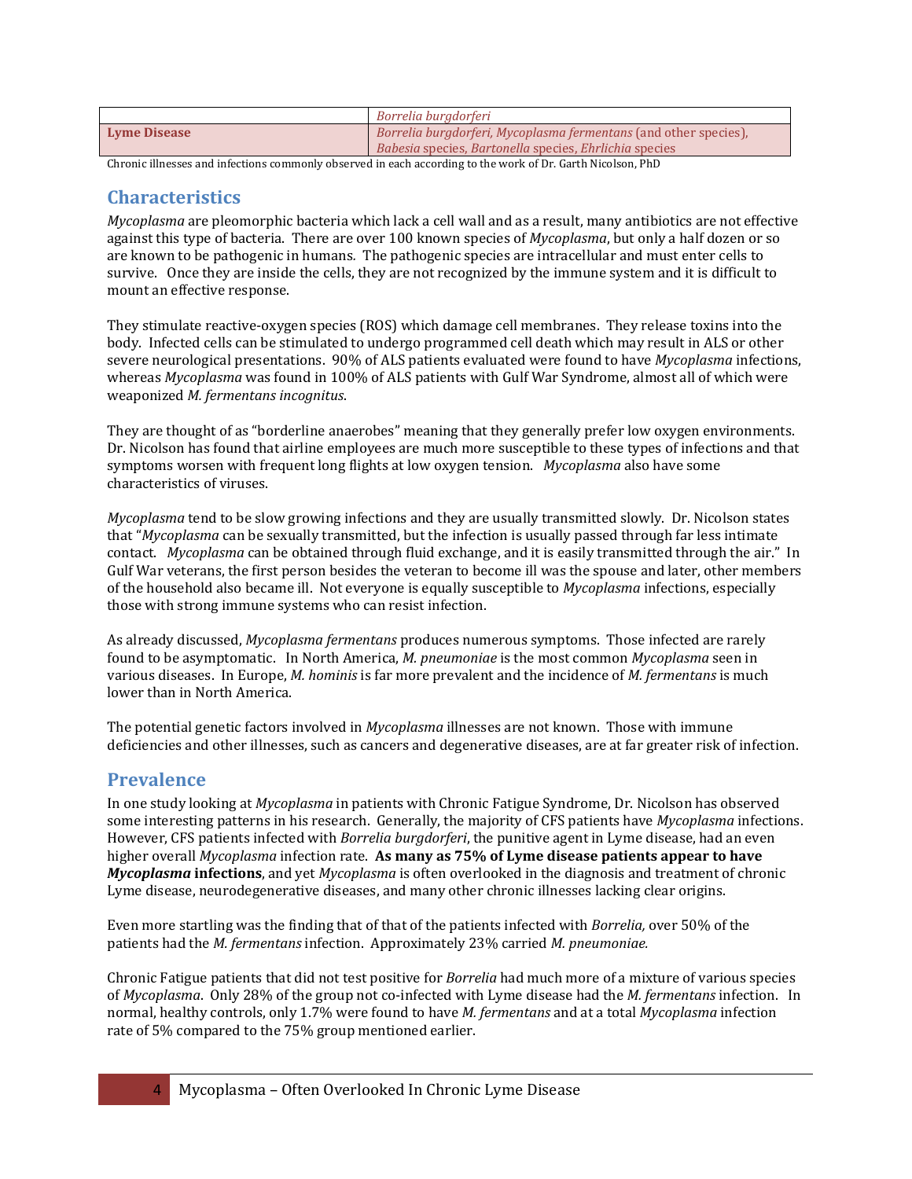| | |
|---|---|
| | *Borrelia burgdorferi* |
| **Lyme Disease** | *Borrelia burgdorferi, Mycoplasma fermentans* (and other species), *Babesia* species, *Bartonella* species, *Ehrlichia* species |

Chronic illnesses and infections commonly observed in each according to the work of Dr. Garth Nicolson, PhD

## Characteristics

*Mycoplasma* are pleomorphic bacteria which lack a cell wall and as a result, many antibiotics are not effective against this type of bacteria. There are over 100 known species of *Mycoplasma*, but only a half dozen or so are known to be pathogenic in humans. The pathogenic species are intracellular and must enter cells to survive. Once they are inside the cells, they are not recognized by the immune system and it is difficult to mount an effective response.

They stimulate reactive-oxygen species (ROS) which damage cell membranes. They release toxins into the body. Infected cells can be stimulated to undergo programmed cell death which may result in ALS or other severe neurological presentations. 90% of ALS patients evaluated were found to have *Mycoplasma* infections, whereas *Mycoplasma* was found in 100% of ALS patients with Gulf War Syndrome, almost all of which were weaponized *M. fermentans incognitus*.

They are thought of as "borderline anaerobes" meaning that they generally prefer low oxygen environments. Dr. Nicolson has found that airline employees are much more susceptible to these types of infections and that symptoms worsen with frequent long flights at low oxygen tension. *Mycoplasma* also have some characteristics of viruses.

*Mycoplasma* tend to be slow growing infections and they are usually transmitted slowly. Dr. Nicolson states that "*Mycoplasma* can be sexually transmitted, but the infection is usually passed through far less intimate contact. *Mycoplasma* can be obtained through fluid exchange, and it is easily transmitted through the air." In Gulf War veterans, the first person besides the veteran to become ill was the spouse and later, other members of the household also became ill. Not everyone is equally susceptible to *Mycoplasma* infections, especially those with strong immune systems who can resist infection.

As already discussed, *Mycoplasma fermentans* produces numerous symptoms. Those infected are rarely found to be asymptomatic. In North America, *M. pneumoniae* is the most common *Mycoplasma* seen in various diseases. In Europe, *M. hominis* is far more prevalent and the incidence of *M. fermentans* is much lower than in North America.

The potential genetic factors involved in *Mycoplasma* illnesses are not known. Those with immune deficiencies and other illnesses, such as cancers and degenerative diseases, are at far greater risk of infection.

## Prevalence

In one study looking at *Mycoplasma* in patients with Chronic Fatigue Syndrome, Dr. Nicolson has observed some interesting patterns in his research. Generally, the majority of CFS patients have *Mycoplasma* infections. However, CFS patients infected with *Borrelia burgdorferi*, the punitive agent in Lyme disease, had an even higher overall *Mycoplasma* infection rate. **As many as 75% of Lyme disease patients appear to have *Mycoplasma* infections**, and yet *Mycoplasma* is often overlooked in the diagnosis and treatment of chronic Lyme disease, neurodegenerative diseases, and many other chronic illnesses lacking clear origins.

Even more startling was the finding that of that of the patients infected with *Borrelia,* over 50% of the patients had the *M. fermentans* infection. Approximately 23% carried *M. pneumoniae.*

Chronic Fatigue patients that did not test positive for *Borrelia* had much more of a mixture of various species of *Mycoplasma*. Only 28% of the group not co-infected with Lyme disease had the *M. fermentans* infection. In normal, healthy controls, only 1.7% were found to have *M. fermentans* and at a total *Mycoplasma* infection rate of 5% compared to the 75% group mentioned earlier.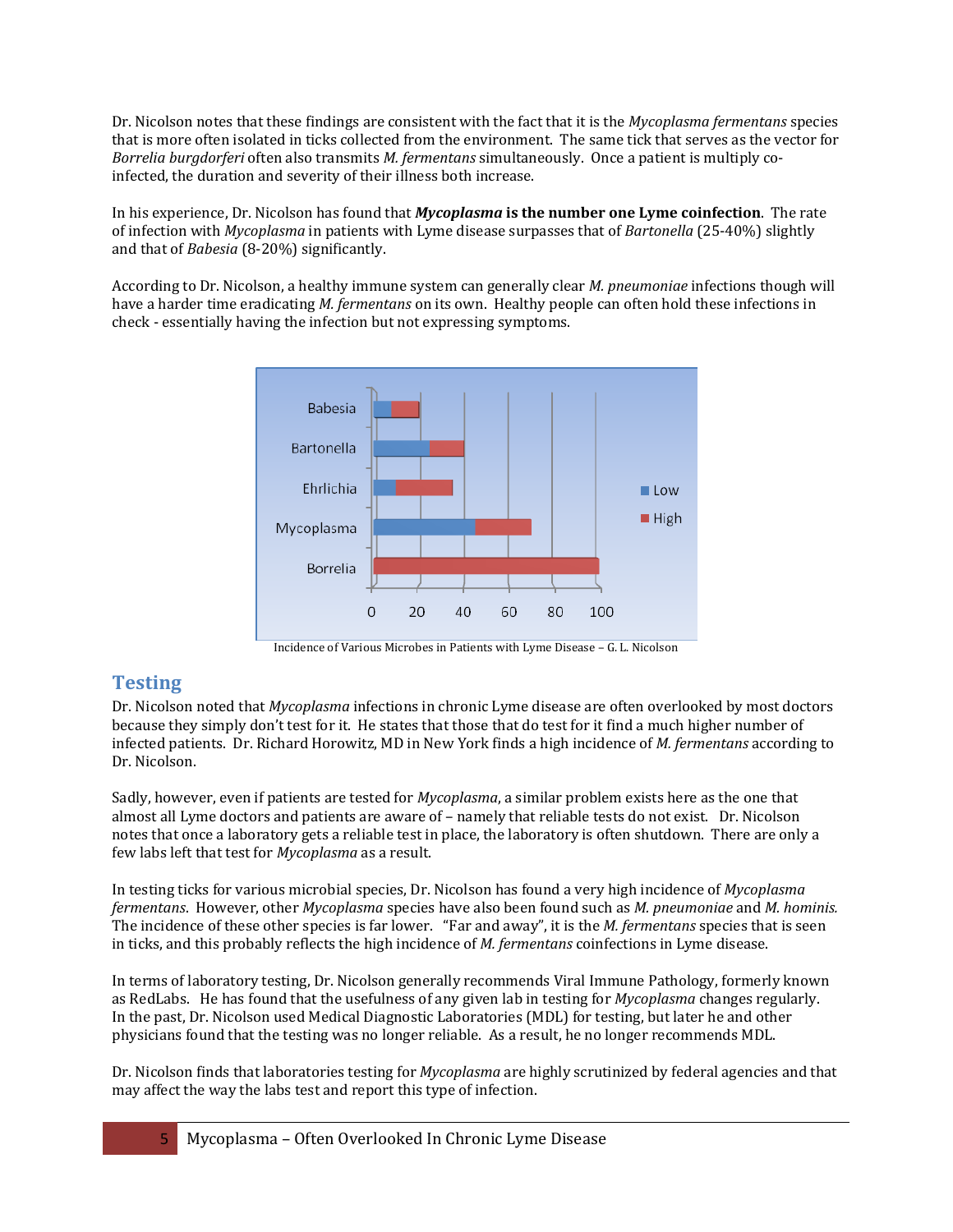Dr. Nicolson notes that these findings are consistent with the fact that it is the *Mycoplasma fermentans* species that is more often isolated in ticks collected from the environment. The same tick that serves as the vector for *Borrelia burgdorferi* often also transmits *M. fermentans* simultaneously. Once a patient is multiply co-infected, the duration and severity of their illness both increase.

In his experience, Dr. Nicolson has found that ***Mycoplasma* is the number one Lyme coinfection**. The rate of infection with *Mycoplasma* in patients with Lyme disease surpasses that of *Bartonella* (25-40%) slightly and that of *Babesia* (8-20%) significantly.

According to Dr. Nicolson, a healthy immune system can generally clear *M. pneumoniae* infections though will have a harder time eradicating *M. fermentans* on its own. Healthy people can often hold these infections in check - essentially having the infection but not expressing symptoms.

Incidence of Various Microbes in Patients with Lyme Disease – G. L. Nicolson

## Testing

Dr. Nicolson noted that *Mycoplasma* infections in chronic Lyme disease are often overlooked by most doctors because they simply don't test for it. He states that those that do test for it find a much higher number of infected patients. Dr. Richard Horowitz, MD in New York finds a high incidence of *M. fermentans* according to Dr. Nicolson.

Sadly, however, even if patients are tested for *Mycoplasma*, a similar problem exists here as the one that almost all Lyme doctors and patients are aware of – namely that reliable tests do not exist. Dr. Nicolson notes that once a laboratory gets a reliable test in place, the laboratory is often shutdown. There are only a few labs left that test for *Mycoplasma* as a result.

In testing ticks for various microbial species, Dr. Nicolson has found a very high incidence of *Mycoplasma fermentans*. However, other *Mycoplasma* species have also been found such as *M. pneumoniae* and *M. hominis.* The incidence of these other species is far lower. "Far and away", it is the *M. fermentans* species that is seen in ticks, and this probably reflects the high incidence of *M. fermentans* coinfections in Lyme disease.

In terms of laboratory testing, Dr. Nicolson generally recommends Viral Immune Pathology, formerly known as RedLabs. He has found that the usefulness of any given lab in testing for *Mycoplasma* changes regularly. In the past, Dr. Nicolson used Medical Diagnostic Laboratories (MDL) for testing, but later he and other physicians found that the testing was no longer reliable. As a result, he no longer recommends MDL.

Dr. Nicolson finds that laboratories testing for *Mycoplasma* are highly scrutinized by federal agencies and that may affect the way the labs test and report this type of infection.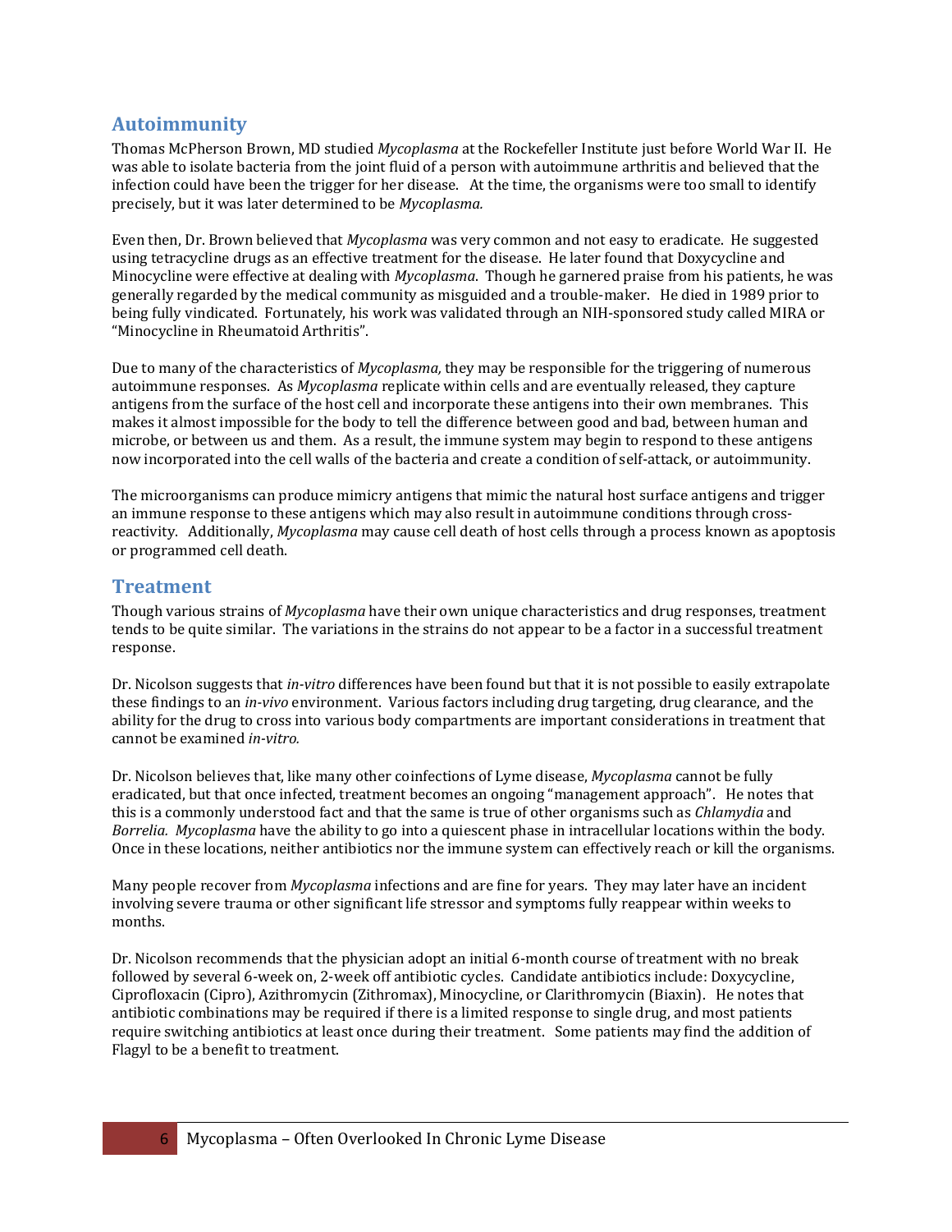## Autoimmunity

Thomas McPherson Brown, MD studied *Mycoplasma* at the Rockefeller Institute just before World War II. He was able to isolate bacteria from the joint fluid of a person with autoimmune arthritis and believed that the infection could have been the trigger for her disease. At the time, the organisms were too small to identify precisely, but it was later determined to be *Mycoplasma.*

Even then, Dr. Brown believed that *Mycoplasma* was very common and not easy to eradicate. He suggested using tetracycline drugs as an effective treatment for the disease. He later found that Doxycycline and Minocycline were effective at dealing with *Mycoplasma*. Though he garnered praise from his patients, he was generally regarded by the medical community as misguided and a trouble-maker. He died in 1989 prior to being fully vindicated. Fortunately, his work was validated through an NIH-sponsored study called MIRA or "Minocycline in Rheumatoid Arthritis".

Due to many of the characteristics of *Mycoplasma,* they may be responsible for the triggering of numerous autoimmune responses. As *Mycoplasma* replicate within cells and are eventually released, they capture antigens from the surface of the host cell and incorporate these antigens into their own membranes. This makes it almost impossible for the body to tell the difference between good and bad, between human and microbe, or between us and them. As a result, the immune system may begin to respond to these antigens now incorporated into the cell walls of the bacteria and create a condition of self-attack, or autoimmunity.

The microorganisms can produce mimicry antigens that mimic the natural host surface antigens and trigger an immune response to these antigens which may also result in autoimmune conditions through cross-reactivity. Additionally, *Mycoplasma* may cause cell death of host cells through a process known as apoptosis or programmed cell death.

## Treatment

Though various strains of *Mycoplasma* have their own unique characteristics and drug responses, treatment tends to be quite similar. The variations in the strains do not appear to be a factor in a successful treatment response.

Dr. Nicolson suggests that *in-vitro* differences have been found but that it is not possible to easily extrapolate these findings to an *in-vivo* environment. Various factors including drug targeting, drug clearance, and the ability for the drug to cross into various body compartments are important considerations in treatment that cannot be examined *in-vitro.*

Dr. Nicolson believes that, like many other coinfections of Lyme disease, *Mycoplasma* cannot be fully eradicated, but that once infected, treatment becomes an ongoing "management approach". He notes that this is a commonly understood fact and that the same is true of other organisms such as *Chlamydia* and *Borrelia. Mycoplasma* have the ability to go into a quiescent phase in intracellular locations within the body. Once in these locations, neither antibiotics nor the immune system can effectively reach or kill the organisms.

Many people recover from *Mycoplasma* infections and are fine for years. They may later have an incident involving severe trauma or other significant life stressor and symptoms fully reappear within weeks to months.

Dr. Nicolson recommends that the physician adopt an initial 6-month course of treatment with no break followed by several 6-week on, 2-week off antibiotic cycles. Candidate antibiotics include: Doxycycline, Ciprofloxacin (Cipro), Azithromycin (Zithromax), Minocycline, or Clarithromycin (Biaxin). He notes that antibiotic combinations may be required if there is a limited response to single drug, and most patients require switching antibiotics at least once during their treatment. Some patients may find the addition of Flagyl to be a benefit to treatment.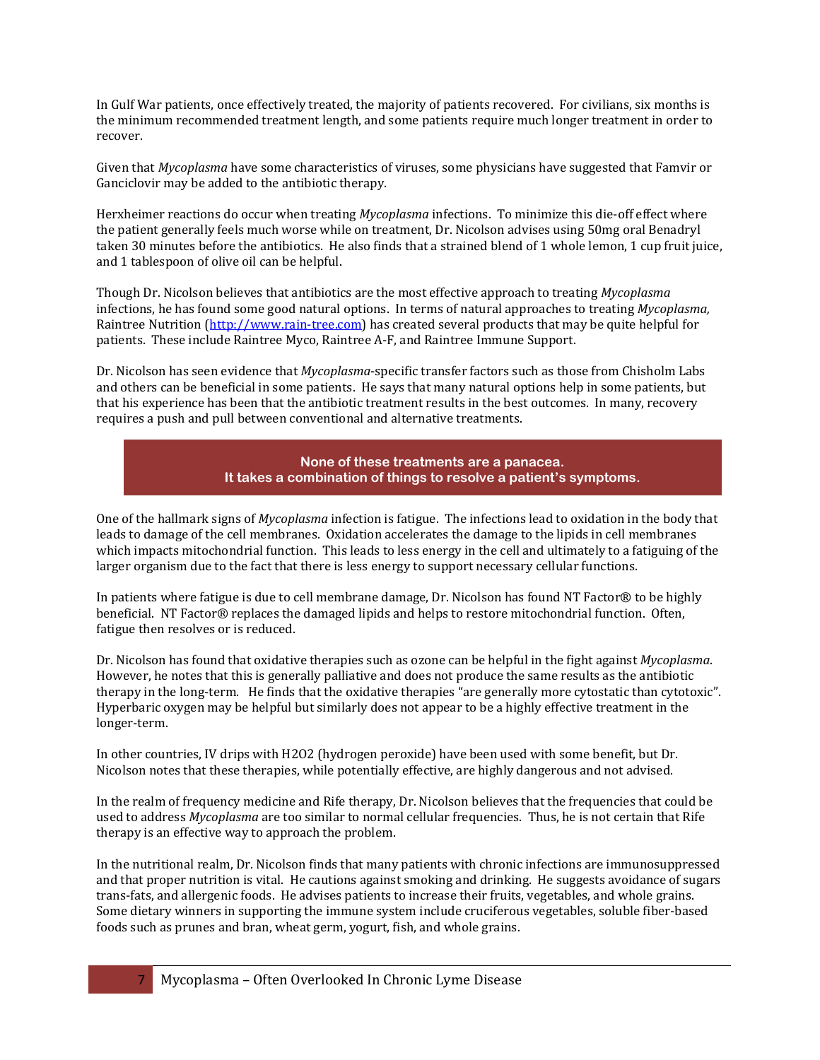In Gulf War patients, once effectively treated, the majority of patients recovered. For civilians, six months is the minimum recommended treatment length, and some patients require much longer treatment in order to recover.

Given that *Mycoplasma* have some characteristics of viruses, some physicians have suggested that Famvir or Ganciclovir may be added to the antibiotic therapy.

Herxheimer reactions do occur when treating *Mycoplasma* infections. To minimize this die-off effect where the patient generally feels much worse while on treatment, Dr. Nicolson advises using 50mg oral Benadryl taken 30 minutes before the antibiotics. He also finds that a strained blend of 1 whole lemon, 1 cup fruit juice, and 1 tablespoon of olive oil can be helpful.

Though Dr. Nicolson believes that antibiotics are the most effective approach to treating *Mycoplasma* infections, he has found some good natural options. In terms of natural approaches to treating *Mycoplasma,* Raintree Nutrition ([http://www.rain-tree.com](http://www.rain-tree.com)) has created several products that may be quite helpful for patients. These include Raintree Myco, Raintree A-F, and Raintree Immune Support.

Dr. Nicolson has seen evidence that *Mycoplasma*-specific transfer factors such as those from Chisholm Labs and others can be beneficial in some patients. He says that many natural options help in some patients, but that his experience has been that the antibiotic treatment results in the best outcomes. In many, recovery requires a push and pull between conventional and alternative treatments.

**None of these treatments are a panacea.**
**It takes a combination of things to resolve a patient's symptoms.**

One of the hallmark signs of *Mycoplasma* infection is fatigue. The infections lead to oxidation in the body that leads to damage of the cell membranes. Oxidation accelerates the damage to the lipids in cell membranes which impacts mitochondrial function. This leads to less energy in the cell and ultimately to a fatiguing of the larger organism due to the fact that there is less energy to support necessary cellular functions.

In patients where fatigue is due to cell membrane damage, Dr. Nicolson has found NT Factor® to be highly beneficial. NT Factor® replaces the damaged lipids and helps to restore mitochondrial function. Often, fatigue then resolves or is reduced.

Dr. Nicolson has found that oxidative therapies such as ozone can be helpful in the fight against *Mycoplasma*. However, he notes that this is generally palliative and does not produce the same results as the antibiotic therapy in the long-term. He finds that the oxidative therapies "are generally more cytostatic than cytotoxic". Hyperbaric oxygen may be helpful but similarly does not appear to be a highly effective treatment in the longer-term.

In other countries, IV drips with $H_2O_2$ (hydrogen peroxide) have been used with some benefit, but Dr. Nicolson notes that these therapies, while potentially effective, are highly dangerous and not advised.

In the realm of frequency medicine and Rife therapy, Dr. Nicolson believes that the frequencies that could be used to address *Mycoplasma* are too similar to normal cellular frequencies. Thus, he is not certain that Rife therapy is an effective way to approach the problem.

In the nutritional realm, Dr. Nicolson finds that many patients with chronic infections are immunosuppressed and that proper nutrition is vital. He cautions against smoking and drinking. He suggests avoidance of sugars trans-fats, and allergenic foods. He advises patients to increase their fruits, vegetables, and whole grains. Some dietary winners in supporting the immune system include cruciferous vegetables, soluble fiber-based foods such as prunes and bran, wheat germ, yogurt, fish, and whole grains.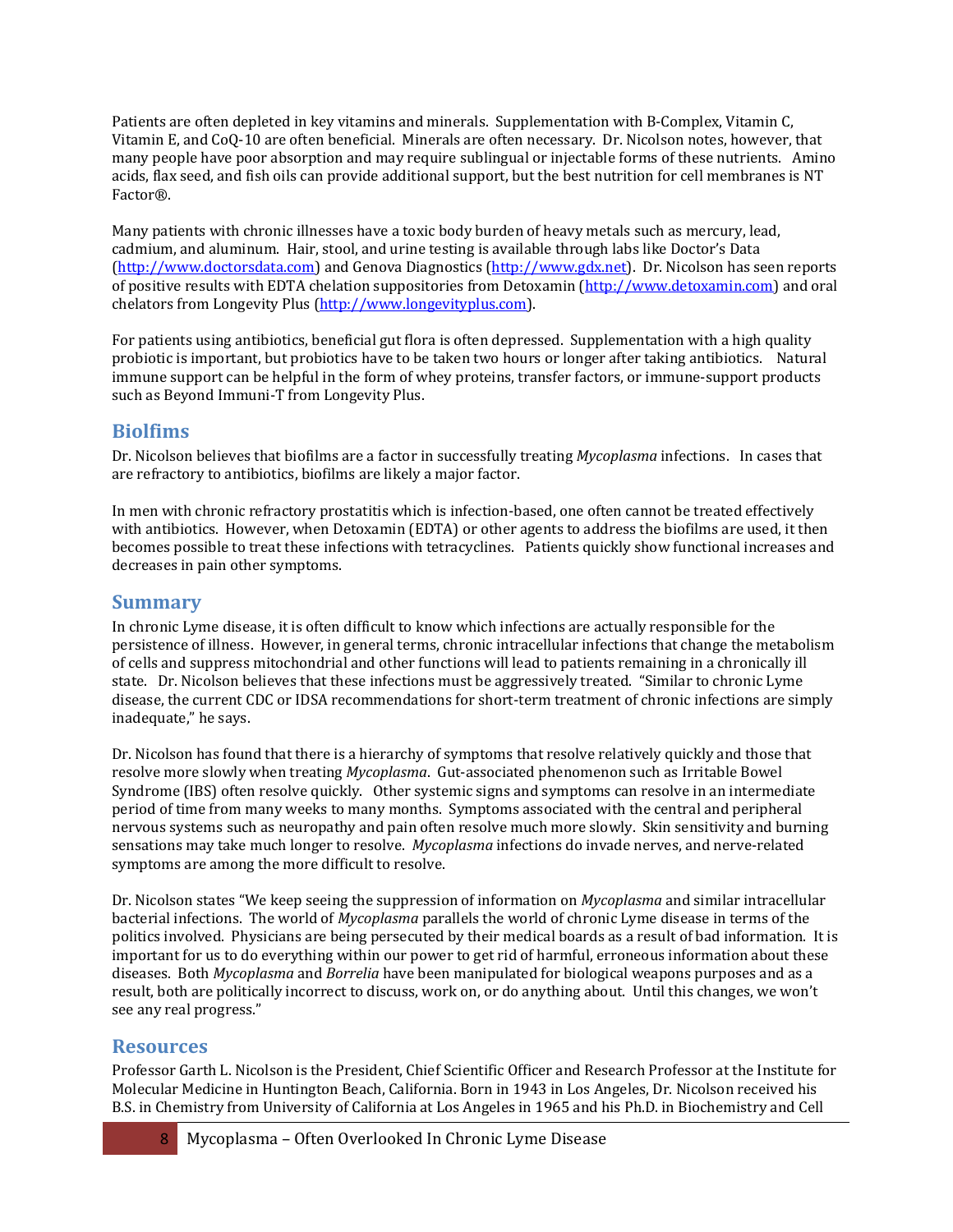Patients are often depleted in key vitamins and minerals. Supplementation with B-Complex, Vitamin C, Vitamin E, and CoQ-10 are often beneficial. Minerals are often necessary. Dr. Nicolson notes, however, that many people have poor absorption and may require sublingual or injectable forms of these nutrients. Amino acids, flax seed, and fish oils can provide additional support, but the best nutrition for cell membranes is NT Factor®.

Many patients with chronic illnesses have a toxic body burden of heavy metals such as mercury, lead, cadmium, and aluminum. Hair, stool, and urine testing is available through labs like Doctor's Data (http://www.doctorsdata.com) and Genova Diagnostics (http://www.gdx.net). Dr. Nicolson has seen reports of positive results with EDTA chelation suppositories from Detoxamin (http://www.detoxamin.com) and oral chelators from Longevity Plus (http://www.longevityplus.com).

For patients using antibiotics, beneficial gut flora is often depressed. Supplementation with a high quality probiotic is important, but probiotics have to be taken two hours or longer after taking antibiotics. Natural immune support can be helpful in the form of whey proteins, transfer factors, or immune-support products such as Beyond Immuni-T from Longevity Plus.

## Biolfims

Dr. Nicolson believes that biofilms are a factor in successfully treating *Mycoplasma* infections. In cases that are refractory to antibiotics, biofilms are likely a major factor.

In men with chronic refractory prostatitis which is infection-based, one often cannot be treated effectively with antibiotics. However, when Detoxamin (EDTA) or other agents to address the biofilms are used, it then becomes possible to treat these infections with tetracyclines. Patients quickly show functional increases and decreases in pain other symptoms.

## Summary

In chronic Lyme disease, it is often difficult to know which infections are actually responsible for the persistence of illness. However, in general terms, chronic intracellular infections that change the metabolism of cells and suppress mitochondrial and other functions will lead to patients remaining in a chronically ill state. Dr. Nicolson believes that these infections must be aggressively treated. "Similar to chronic Lyme disease, the current CDC or IDSA recommendations for short-term treatment of chronic infections are simply inadequate," he says.

Dr. Nicolson has found that there is a hierarchy of symptoms that resolve relatively quickly and those that resolve more slowly when treating *Mycoplasma*. Gut-associated phenomenon such as Irritable Bowel Syndrome (IBS) often resolve quickly. Other systemic signs and symptoms can resolve in an intermediate period of time from many weeks to many months. Symptoms associated with the central and peripheral nervous systems such as neuropathy and pain often resolve much more slowly. Skin sensitivity and burning sensations may take much longer to resolve. *Mycoplasma* infections do invade nerves, and nerve-related symptoms are among the more difficult to resolve.

Dr. Nicolson states "We keep seeing the suppression of information on *Mycoplasma* and similar intracellular bacterial infections. The world of *Mycoplasma* parallels the world of chronic Lyme disease in terms of the politics involved. Physicians are being persecuted by their medical boards as a result of bad information. It is important for us to do everything within our power to get rid of harmful, erroneous information about these diseases. Both *Mycoplasma* and *Borrelia* have been manipulated for biological weapons purposes and as a result, both are politically incorrect to discuss, work on, or do anything about. Until this changes, we won't see any real progress."

## Resources

Professor Garth L. Nicolson is the President, Chief Scientific Officer and Research Professor at the Institute for Molecular Medicine in Huntington Beach, California. Born in 1943 in Los Angeles, Dr. Nicolson received his B.S. in Chemistry from University of California at Los Angeles in 1965 and his Ph.D. in Biochemistry and Cell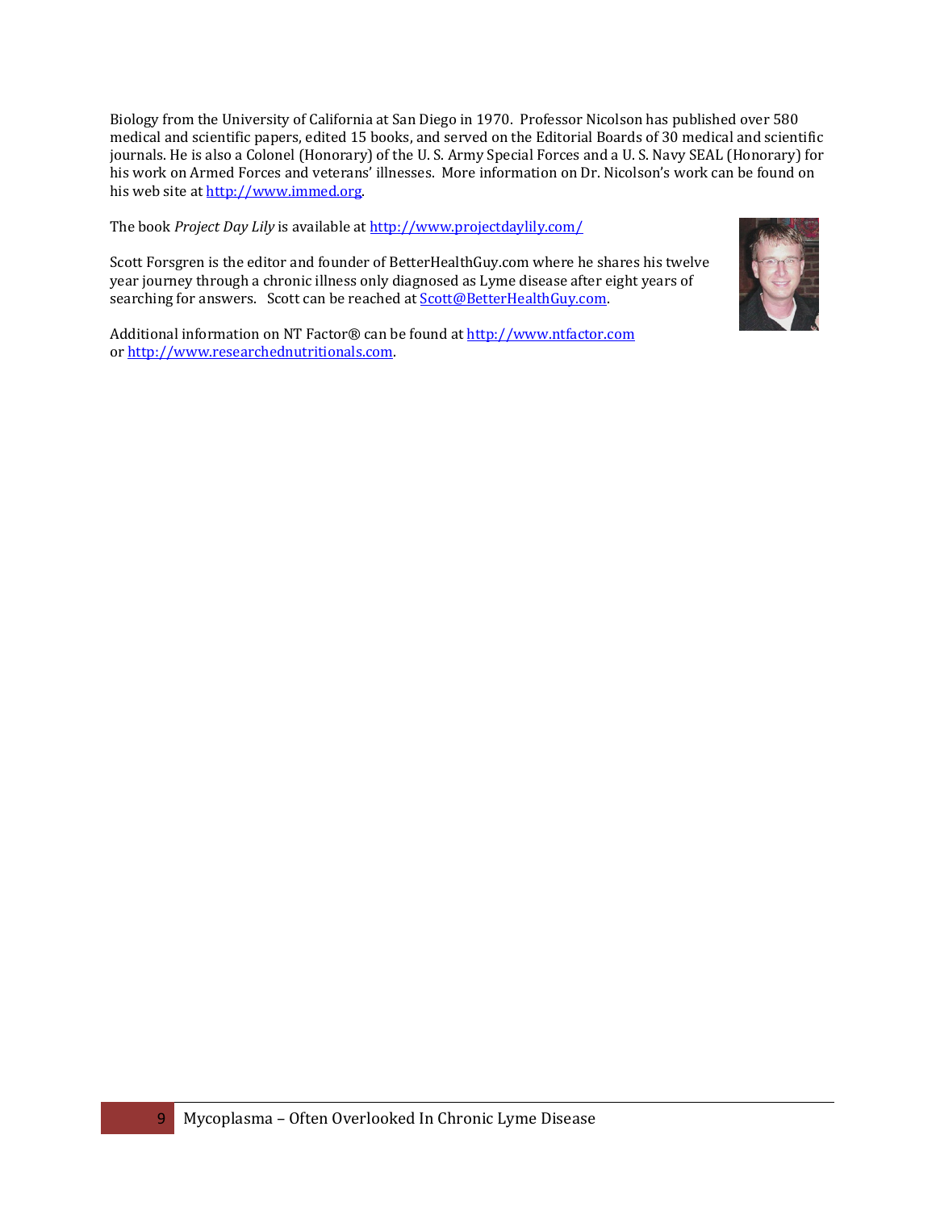Biology from the University of California at San Diego in 1970. Professor Nicolson has published over 580 medical and scientific papers, edited 15 books, and served on the Editorial Boards of 30 medical and scientific journals. He is also a Colonel (Honorary) of the U. S. Army Special Forces and a U. S. Navy SEAL (Honorary) for his work on Armed Forces and veterans' illnesses. More information on Dr. Nicolson's work can be found on his web site at [http://www.immed.org](http://www.immed.org).

The book *Project Day Lily* is available at [http://www.projectdaylily.com/](http://www.projectdaylily.com/)

Scott Forsgren is the editor and founder of BetterHealthGuy.com where he shares his twelve year journey through a chronic illness only diagnosed as Lyme disease after eight years of searching for answers. Scott can be reached at [Scott@BetterHealthGuy.com](mailto:Scott@BetterHealthGuy.com).

Additional information on NT Factor® can be found at [http://www.ntfactor.com](http://www.ntfactor.com) or [http://www.researchednutritionals.com](http://www.researchednutritionals.com).